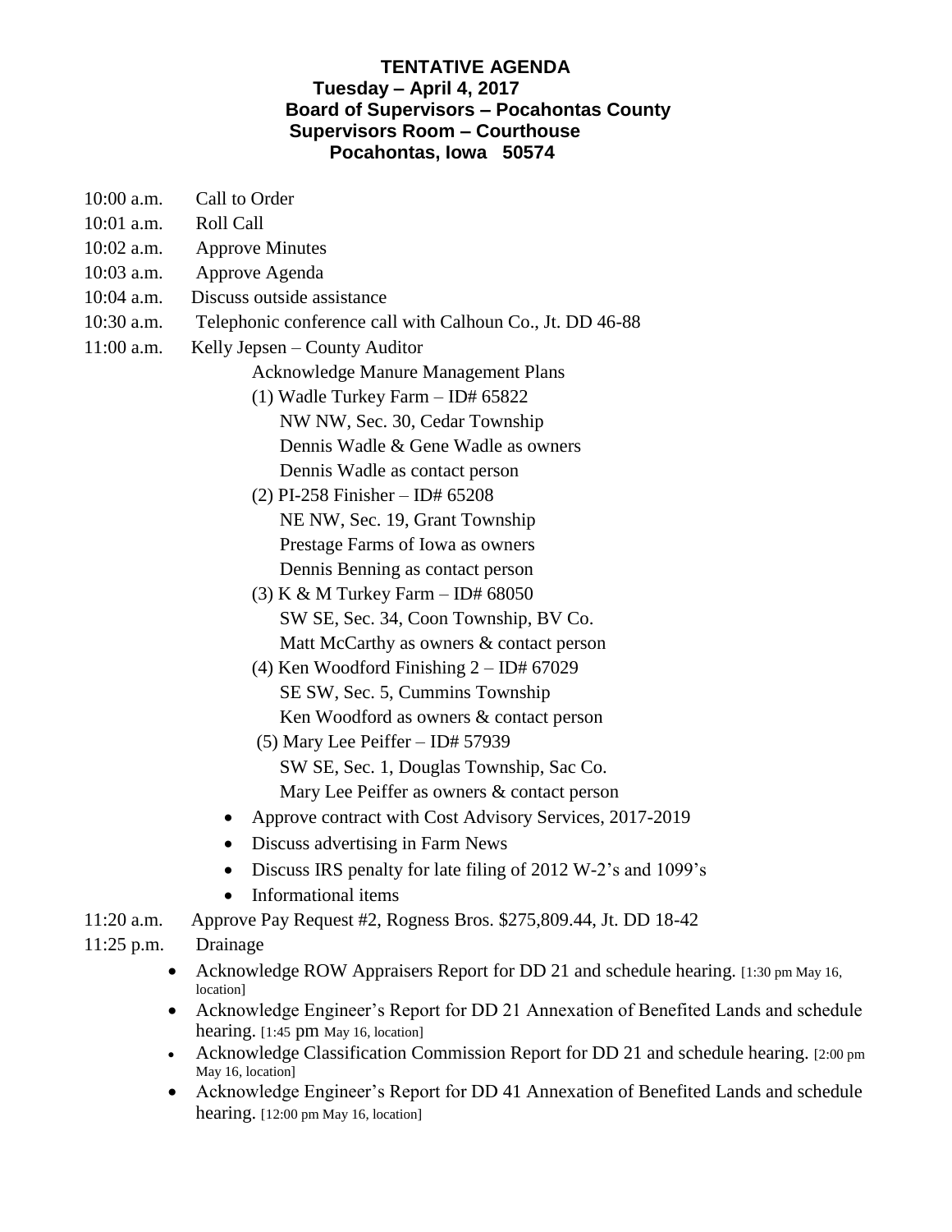**TENTATIVE AGENDA**
**Tuesday – April 4, 2017**
**Board of Supervisors – Pocahontas County**
**Supervisors Room – Courthouse**
**Pocahontas, Iowa 50574**

10:00 a.m. Call to Order
10:01 a.m. Roll Call
10:02 a.m. Approve Minutes
10:03 a.m. Approve Agenda
10:04 a.m. Discuss outside assistance
10:30 a.m. Telephonic conference call with Calhoun Co., Jt. DD 46-88
11:00 a.m. Kelly Jepsen – County Auditor

Acknowledge Manure Management Plans

(1) Wadle Turkey Farm – ID# 65822
NW NW, Sec. 30, Cedar Township
Dennis Wadle & Gene Wadle as owners
Dennis Wadle as contact person

(2) PI-258 Finisher – ID# 65208
NE NW, Sec. 19, Grant Township
Prestage Farms of Iowa as owners
Dennis Benning as contact person

(3) K & M Turkey Farm – ID# 68050
SW SE, Sec. 34, Coon Township, BV Co.
Matt McCarthy as owners & contact person

(4) Ken Woodford Finishing 2 – ID# 67029
SE SW, Sec. 5, Cummins Township
Ken Woodford as owners & contact person

(5) Mary Lee Peiffer – ID# 57939
SW SE, Sec. 1, Douglas Township, Sac Co.
Mary Lee Peiffer as owners & contact person

- Approve contract with Cost Advisory Services, 2017-2019
- Discuss advertising in Farm News
- Discuss IRS penalty for late filing of 2012 W-2's and 1099's
- Informational items

11:20 a.m. Approve Pay Request #2, Rogness Bros. $275,809.44, Jt. DD 18-42
11:25 p.m. Drainage

- Acknowledge ROW Appraisers Report for DD 21 and schedule hearing. [1:30 pm May 16, location]
- Acknowledge Engineer's Report for DD 21 Annexation of Benefited Lands and schedule hearing. [1:45 pm May 16, location]
- Acknowledge Classification Commission Report for DD 21 and schedule hearing. [2:00 pm May 16, location]
- Acknowledge Engineer's Report for DD 41 Annexation of Benefited Lands and schedule hearing. [12:00 pm May 16, location]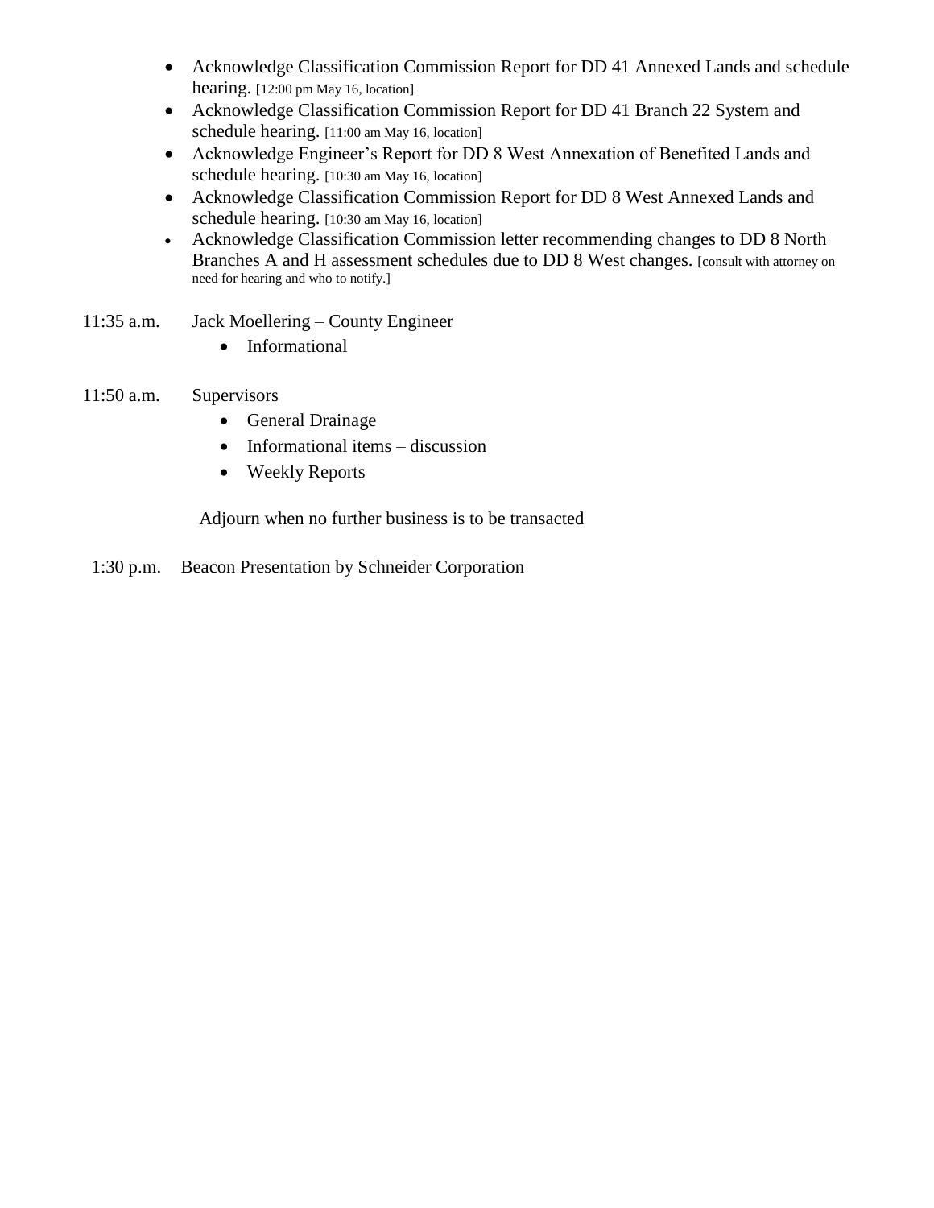- Acknowledge Classification Commission Report for DD 41 Annexed Lands and schedule hearing. [12:00 pm May 16, location]
- Acknowledge Classification Commission Report for DD 41 Branch 22 System and schedule hearing. [11:00 am May 16, location]
- Acknowledge Engineer's Report for DD 8 West Annexation of Benefited Lands and schedule hearing. [10:30 am May 16, location]
- Acknowledge Classification Commission Report for DD 8 West Annexed Lands and schedule hearing. [10:30 am May 16, location]
- Acknowledge Classification Commission letter recommending changes to DD 8 North Branches A and H assessment schedules due to DD 8 West changes. [consult with attorney on need for hearing and who to notify.]

11:35 a.m. Jack Moellering – County Engineer

- Informational

11:50 a.m. Supervisors

- General Drainage
- Informational items – discussion
- Weekly Reports

Adjourn when no further business is to be transacted

1:30 p.m. Beacon Presentation by Schneider Corporation